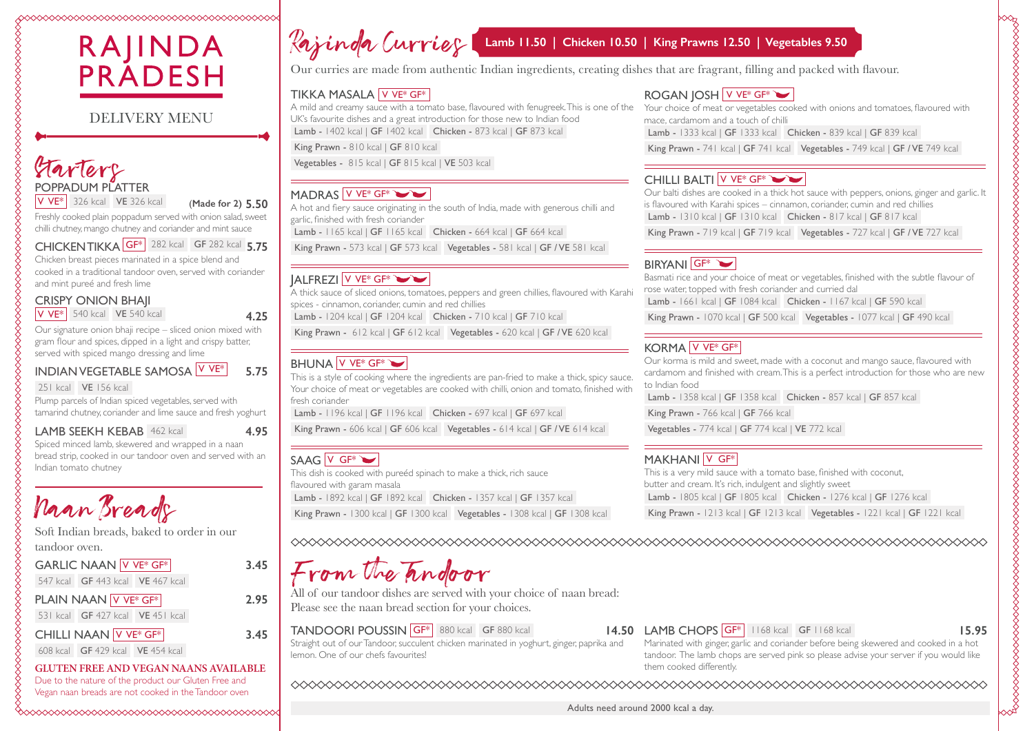# RAJINDA PRADESH

DELIVERY MENU

## Starters

### POPPADUM PLATTER

V VE* | 326 kcal | VE 326 kcal — (Made for 2) **5.50**

Freshly cooked plain poppadum served with onion salad, sweet chilli chutney, mango chutney and coriander and mint sauce

### CHICKEN TIKKA

GF* | 282 kcal | GF 282 kcal — **5.75**

Chicken breast pieces marinated in a spice blend and cooked in a traditional tandoor oven, served with coriander and mint pureé and fresh lime

### CRISPY ONION BHAJI

V VE* | 540 kcal | VE 540 kcal — **4.25**

Our signature onion bhaji recipe – sliced onion mixed with gram flour and spices, dipped in a light and crispy batter, served with spiced mango dressing and lime

### INDIAN VEGETABLE SAMOSA

V VE* — **5.75**

251 kcal | VE 156 kcal

Plump parcels of Indian spiced vegetables, served with tamarind chutney, coriander and lime sauce and fresh yoghurt

### LAMB SEEKH KEBAB

462 kcal — **4.95**

Spiced minced lamb, skewered and wrapped in a naan bread strip, cooked in our tandoor oven and served with an Indian tomato chutney

## Naan Breads

Soft Indian breads, baked to order in our tandoor oven.

### GARLIC NAAN

V VE* GF* — **3.45**

547 kcal | GF 443 kcal | VE 467 kcal

### PLAIN NAAN

V VE* GF* — **2.95**

531 kcal | GF 427 kcal | VE 451 kcal

### CHILLI NAAN

V VE* GF* — **3.45**

608 kcal | GF 429 kcal | VE 454 kcal

**GLUTEN FREE AND VEGAN NAANS AVAILABLE**

Due to the nature of the product our Gluten Free and Vegan naan breads are not cooked in the Tandoor oven

## Rajinda Curries

**Lamb 11.50 | Chicken 10.50 | King Prawns 12.50 | Vegetables 9.50**

Our curries are made from authentic Indian ingredients, creating dishes that are fragrant, filling and packed with flavour.

### TIKKA MASALA

V VE* GF*

A mild and creamy sauce with a tomato base, flavoured with fenugreek. This is one of the UK's favourite dishes and a great introduction for those new to Indian food

Lamb - 1402 kcal | GF 1402 kcal | Chicken - 873 kcal | GF 873 kcal

King Prawn - 810 kcal | GF 810 kcal

Vegetables - 815 kcal | GF 815 kcal | VE 503 kcal

### MADRAS

V VE* GF*

A hot and fiery sauce originating in the south of India, made with generous chilli and garlic, finished with fresh coriander

Lamb - 1165 kcal | GF 1165 kcal | Chicken - 664 kcal | GF 664 kcal

King Prawn - 573 kcal | GF 573 kcal | Vegetables - 581 kcal | GF / VE 581 kcal

### JALFREZI

V VE* GF*

A thick sauce of sliced onions, tomatoes, peppers and green chillies, flavoured with Karahi spices - cinnamon, coriander, cumin and red chillies

Lamb - 1204 kcal | GF 1204 kcal | Chicken - 710 kcal | GF 710 kcal

King Prawn - 612 kcal | GF 612 kcal | Vegetables - 620 kcal | GF / VE 620 kcal

### BHUNA

V VE* GF*

This is a style of cooking where the ingredients are pan-fried to make a thick, spicy sauce. Your choice of meat or vegetables are cooked with chilli, onion and tomato, finished with fresh coriander

Lamb - 1196 kcal | GF 1196 kcal | Chicken - 697 kcal | GF 697 kcal

King Prawn - 606 kcal | GF 606 kcal | Vegetables - 614 kcal | GF / VE 614 kcal

### SAAG

V GF*

This dish is cooked with pureéd spinach to make a thick, rich sauce flavoured with garam masala

Lamb - 1892 kcal | GF 1892 kcal | Chicken - 1357 kcal | GF 1357 kcal

King Prawn - 1300 kcal | GF 1300 kcal | Vegetables - 1308 kcal | GF 1308 kcal

### ROGAN JOSH

V VE* GF*

Your choice of meat or vegetables cooked with onions and tomatoes, flavoured with mace, cardamom and a touch of chilli

Lamb - 1333 kcal | GF 1333 kcal | Chicken - 839 kcal | GF 839 kcal

King Prawn - 741 kcal | GF 741 kcal | Vegetables - 749 kcal | GF / VE 749 kcal

### CHILLI BALTI

V VE* GF*

Our balti dishes are cooked in a thick hot sauce with peppers, onions, ginger and garlic. It is flavoured with Karahi spices – cinnamon, coriander, cumin and red chillies

Lamb - 1310 kcal | GF 1310 kcal | Chicken - 817 kcal | GF 817 kcal

King Prawn - 719 kcal | GF 719 kcal | Vegetables - 727 kcal | GF / VE 727 kcal

### BIRYANI

GF*

Basmati rice and your choice of meat or vegetables, finished with the subtle flavour of rose water, topped with fresh coriander and curried dal

Lamb - 1661 kcal | GF 1084 kcal | Chicken - 1167 kcal | GF 590 kcal

King Prawn - 1070 kcal | GF 500 kcal | Vegetables - 1077 kcal | GF 490 kcal

### KORMA

V VE* GF*

Our korma is mild and sweet, made with a coconut and mango sauce, flavoured with cardamom and finished with cream. This is a perfect introduction for those who are new to Indian food

Lamb - 1358 kcal | GF 1358 kcal | Chicken - 857 kcal | GF 857 kcal

King Prawn - 766 kcal | GF 766 kcal

Vegetables - 774 kcal | GF 774 kcal | VE 772 kcal

### MAKHANI

V GF*

This is a very mild sauce with a tomato base, finished with coconut, butter and cream. It's rich, indulgent and slightly sweet

Lamb - 1805 kcal | GF 1805 kcal | Chicken - 1276 kcal | GF 1276 kcal

King Prawn - 1213 kcal | GF 1213 kcal | Vegetables - 1221 kcal | GF 1221 kcal

## From the Tandoor

All of our tandoor dishes are served with your choice of naan bread: Please see the naan bread section for your choices.

### TANDOORI POUSSIN

GF* | 880 kcal | GF 880 kcal — **14.50**

Straight out of our Tandoor, succulent chicken marinated in yoghurt, ginger, paprika and lemon. One of our chefs favourites!

### LAMB CHOPS

GF* | 1168 kcal | GF 1168 kcal — **15.95**

Marinated with ginger, garlic and coriander before being skewered and cooked in a hot tandoor. The lamb chops are served pink so please advise your server if you would like them cooked differently.

Adults need around 2000 kcal a day.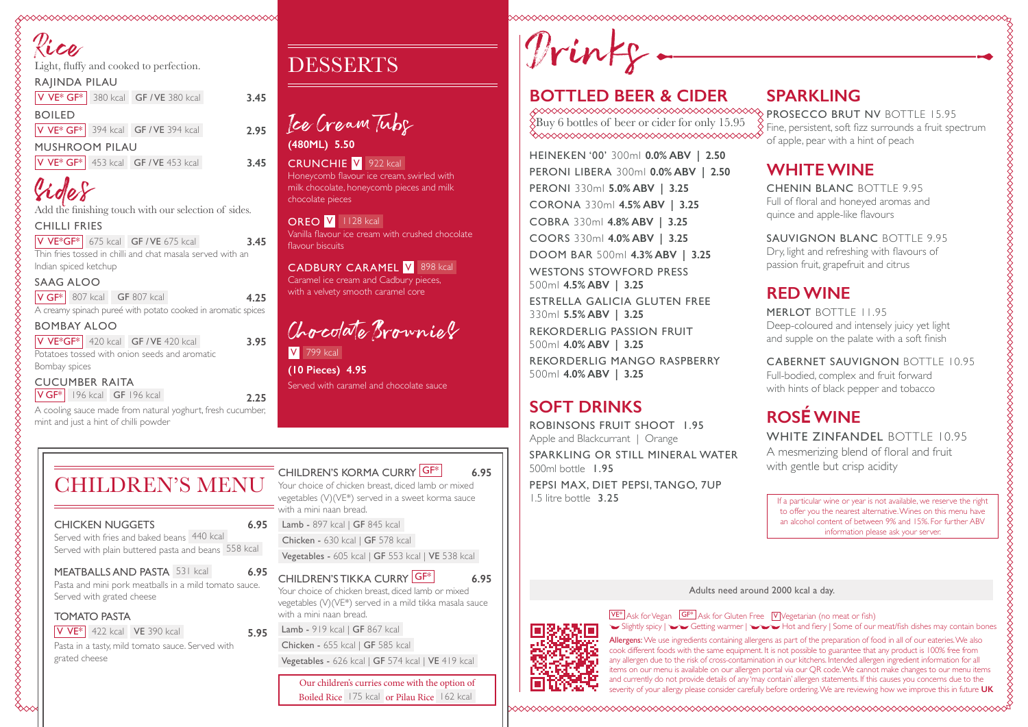## Rice

Light, fluffy and cooked to perfection.

**RAJINDA PILAU** — 3.45
V VE* GF* | 380 kcal | GF / VE 380 kcal

**BOILED** — 2.95
V VE* GF* | 394 kcal | GF / VE 394 kcal

**MUSHROOM PILAU** — 3.45
V VE* GF* | 453 kcal | GF / VE 453 kcal

## Sides

Add the finishing touch with our selection of sides.

**CHILLI FRIES** — 3.45
V VE*GF* | 675 kcal | GF / VE 675 kcal
Thin fries tossed in chilli and chat masala served with an Indian spiced ketchup

**SAAG ALOO** — 4.25
V GF* | 807 kcal | GF 807 kcal
A creamy spinach pureé with potato cooked in aromatic spices

**BOMBAY ALOO** — 3.95
V VE*GF* | 420 kcal | GF / VE 420 kcal
Potatoes tossed with onion seeds and aromatic Bombay spices

**CUCUMBER RAITA** — 2.25
V GF* | 196 kcal | GF 196 kcal
A cooling sauce made from natural yoghurt, fresh cucumber, mint and just a hint of chilli powder

## DESSERTS

### Ice Cream Tubs

**(480ML) 5.50**

**CRUNCHIE** V | 922 kcal
Honeycomb flavour ice cream, swirled with milk chocolate, honeycomb pieces and milk chocolate pieces

**OREO** V | 1128 kcal
Vanilla flavour ice cream with crushed chocolate flavour biscuits

**CADBURY CARAMEL** V | 898 kcal
Caramel ice cream and Cadbury pieces, with a velvety smooth caramel core

### Chocolate Brownies

V | 799 kcal

**(10 Pieces) 4.95**

Served with caramel and chocolate sauce

## CHILDREN'S MENU

**CHICKEN NUGGETS** — 6.95
Served with fries and baked beans 440 kcal
Served with plain buttered pasta and beans 558 kcal

**MEATBALLS AND PASTA** 531 kcal — 6.95
Pasta and mini pork meatballs in a mild tomato sauce. Served with grated cheese

**TOMATO PASTA** — 5.95
V VE* | 422 kcal | VE 390 kcal
Pasta in a tasty, mild tomato sauce. Served with grated cheese

**CHILDREN'S KORMA CURRY** GF* — 6.95
Your choice of chicken breast, diced lamb or mixed vegetables (V)(VE*) served in a sweet korma sauce with a mini naan bread.
Lamb - 897 kcal | GF 845 kcal
Chicken - 630 kcal | GF 578 kcal
Vegetables - 605 kcal | GF 553 kcal | VE 538 kcal

**CHILDREN'S TIKKA CURRY** GF* — 6.95
Your choice of chicken breast, diced lamb or mixed vegetables (V)(VE*) served in a mild tikka masala sauce with a mini naan bread.
Lamb - 919 kcal | GF 867 kcal
Chicken - 655 kcal | GF 585 kcal
Vegetables - 626 kcal | GF 574 kcal | VE 419 kcal

Our children's curries come with the option of Boiled Rice 175 kcal or Pilau Rice 162 kcal

# Drinks

## BOTTLED BEER & CIDER

Buy 6 bottles of beer or cider for only 15.95

HEINEKEN '00' 300ml **0.0% ABV | 2.50**
PERONI LIBERA 300ml **0.0% ABV | 2.50**
PERONI 330ml **5.0% ABV | 3.25**
CORONA 330ml **4.5% ABV | 3.25**
COBRA 330ml **4.8% ABV | 3.25**
COORS 330ml **4.0% ABV | 3.25**
DOOM BAR 500ml **4.3% ABV | 3.25**
WESTONS STOWFORD PRESS 500ml **4.5% ABV | 3.25**
ESTRELLA GALICIA GLUTEN FREE 330ml **5.5% ABV | 3.25**
REKORDERLIG PASSION FRUIT 500ml **4.0% ABV | 3.25**
REKORDERLIG MANGO RASPBERRY 500ml **4.0% ABV | 3.25**

## SOFT DRINKS

ROBINSONS FRUIT SHOOT **1.95**
Apple and Blackcurrant | Orange

SPARKLING OR STILL MINERAL WATER
500ml bottle **1.95**

PEPSI MAX, DIET PEPSI, TANGO, 7UP
1.5 litre bottle **3.25**

## SPARKLING

**PROSECCO BRUT NV** BOTTLE 15.95
Fine, persistent, soft fizz surrounds a fruit spectrum of apple, pear with a hint of peach

## WHITE WINE

**CHENIN BLANC** BOTTLE 9.95
Full of floral and honeyed aromas and quince and apple-like flavours

**SAUVIGNON BLANC** BOTTLE 9.95
Dry, light and refreshing with flavours of passion fruit, grapefruit and citrus

## RED WINE

**MERLOT** BOTTLE 11.95
Deep-coloured and intensely juicy yet light and supple on the palate with a soft finish

**CABERNET SAUVIGNON** BOTTLE 10.95
Full-bodied, complex and fruit forward with hints of black pepper and tobacco

## ROSÉ WINE

**WHITE ZINFANDEL** BOTTLE 10.95
A mesmerizing blend of floral and fruit with gentle but crisp acidity

If a particular wine or year is not available, we reserve the right to offer you the nearest alternative. Wines on this menu have an alcohol content of between 9% and 15%. For further ABV information please ask your server.

Adults need around 2000 kcal a day.

VE* Ask for Vegan | GF* Ask for Gluten Free | V Vegetarian (no meat or fish)
Slightly spicy | Getting warmer | Hot and fiery | Some of our meat/fish dishes may contain bones

**Allergens:** We use ingredients containing allergens as part of the preparation of food in all of our eateries. We also cook different foods with the same equipment. It is not possible to guarantee that any product is 100% free from any allergen due to the risk of cross-contamination in our kitchens. Intended allergen ingredient information for all items on our menu is available on our allergen portal via our QR code. We cannot make changes to our menu items and currently do not provide details of any 'may contain' allergen statements. If this causes you concerns due to the severity of your allergy please consider carefully before ordering. We are reviewing how we improve this in future **UK**